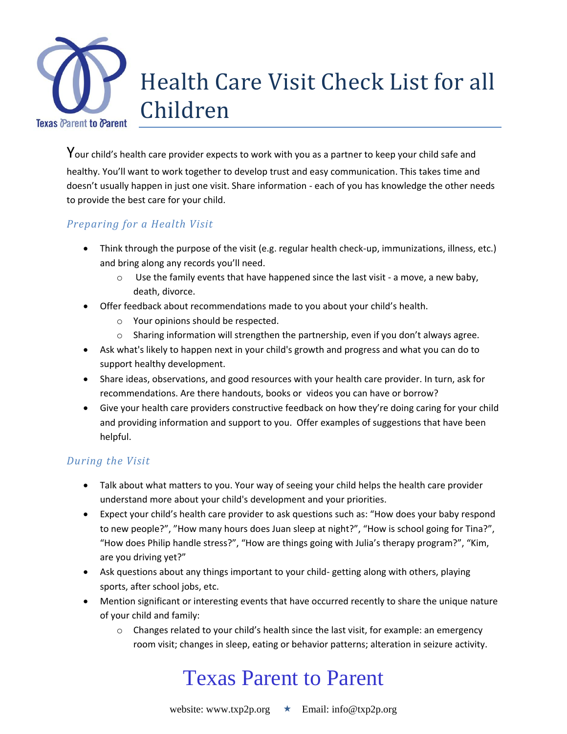# Health Care Visit Check List for all Children

Your child's health care provider expects to work with you as a partner to keep your child safe and healthy. You'll want to work together to develop trust and easy communication. This takes time and doesn't usually happen in just one visit. Share information - each of you has knowledge the other needs to provide the best care for your child.

## *Preparing for a Health Visit*

- Think through the purpose of the visit (e.g. regular health check-up, immunizations, illness, etc.) and bring along any records you'll need.
  - Use the family events that have happened since the last visit - a move, a new baby, death, divorce.
- Offer feedback about recommendations made to you about your child's health.
  - Your opinions should be respected.
  - Sharing information will strengthen the partnership, even if you don't always agree.
- Ask what's likely to happen next in your child's growth and progress and what you can do to support healthy development.
- Share ideas, observations, and good resources with your health care provider. In turn, ask for recommendations. Are there handouts, books or videos you can have or borrow?
- Give your health care providers constructive feedback on how they're doing caring for your child and providing information and support to you. Offer examples of suggestions that have been helpful.

## *During the Visit*

- Talk about what matters to you. Your way of seeing your child helps the health care provider understand more about your child's development and your priorities.
- Expect your child's health care provider to ask questions such as: "How does your baby respond to new people?", "How many hours does Juan sleep at night?", "How is school going for Tina?", "How does Philip handle stress?", "How are things going with Julia's therapy program?", "Kim, are you driving yet?"
- Ask questions about any things important to your child- getting along with others, playing sports, after school jobs, etc.
- Mention significant or interesting events that have occurred recently to share the unique nature of your child and family:
  - Changes related to your child's health since the last visit, for example: an emergency room visit; changes in sleep, eating or behavior patterns; alteration in seizure activity.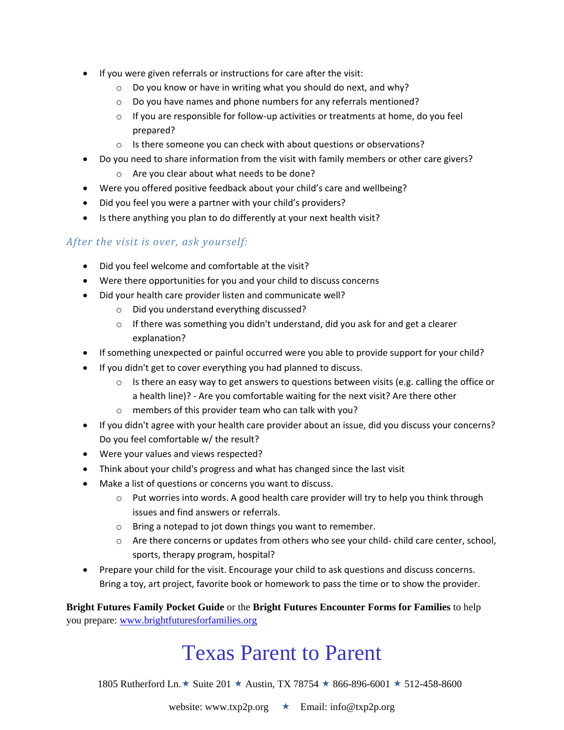- If you were given referrals or instructions for care after the visit:
  - Do you know or have in writing what you should do next, and why?
  - Do you have names and phone numbers for any referrals mentioned?
  - If you are responsible for follow-up activities or treatments at home, do you feel prepared?
  - Is there someone you can check with about questions or observations?
- Do you need to share information from the visit with family members or other care givers?
  - Are you clear about what needs to be done?
- Were you offered positive feedback about your child's care and wellbeing?
- Did you feel you were a partner with your child's providers?
- Is there anything you plan to do differently at your next health visit?

## *After the visit is over, ask yourself:*

- Did you feel welcome and comfortable at the visit?
- Were there opportunities for you and your child to discuss concerns
- Did your health care provider listen and communicate well?
  - Did you understand everything discussed?
  - If there was something you didn't understand, did you ask for and get a clearer explanation?
- If something unexpected or painful occurred were you able to provide support for your child?
- If you didn't get to cover everything you had planned to discuss.
  - Is there an easy way to get answers to questions between visits (e.g. calling the office or a health line)? - Are you comfortable waiting for the next visit? Are there other
  - members of this provider team who can talk with you?
- If you didn't agree with your health care provider about an issue, did you discuss your concerns? Do you feel comfortable w/ the result?
- Were your values and views respected?
- Think about your child's progress and what has changed since the last visit
- Make a list of questions or concerns you want to discuss.
  - Put worries into words. A good health care provider will try to help you think through issues and find answers or referrals.
  - Bring a notepad to jot down things you want to remember.
  - Are there concerns or updates from others who see your child- child care center, school, sports, therapy program, hospital?
- Prepare your child for the visit. Encourage your child to ask questions and discuss concerns. Bring a toy, art project, favorite book or homework to pass the time or to show the provider.

**Bright Futures Family Pocket Guide** or the **Bright Futures Encounter Forms for Families** to help you prepare: www.brightfuturesforfamilies.org

# Texas Parent to Parent

1805 Rutherford Ln. ★ Suite 201 ★ Austin, TX 78754 ★ 866-896-6001 ★ 512-458-8600

website: www.txp2p.org ★ Email: info@txp2p.org